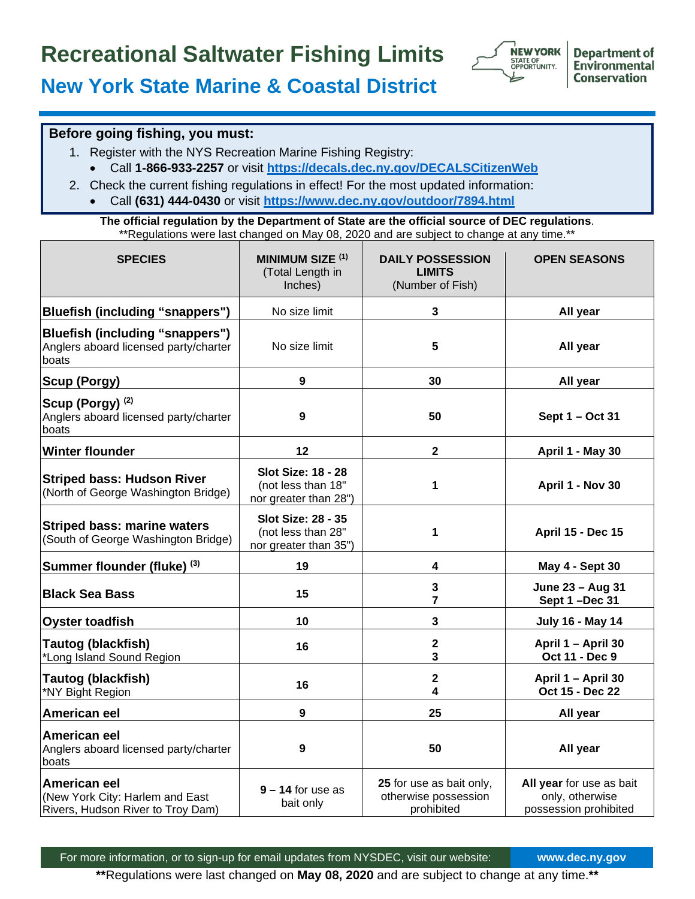# Recreational Saltwater Fishing Limits

## New York State Marine & Coastal District

NEW YORK STATE OF OPPORTUNITY. Department of Environmental Conservation

**Before going fishing, you must:**

1. Register with the NYS Recreation Marine Fishing Registry:
   - Call **1-866-933-2257** or visit **https://decals.dec.ny.gov/DECALSCitizenWeb**
2. Check the current fishing regulations in effect! For the most updated information:
   - Call **(631) 444-0430** or visit **https://www.dec.ny.gov/outdoor/7894.html**

**The official regulation by the Department of State are the official source of DEC regulations**.
**Regulations were last changed on May 08, 2020 and are subject to change at any time.**

| SPECIES | MINIMUM SIZE [1] (Total Length in Inches) | DAILY POSSESSION LIMITS (Number of Fish) | OPEN SEASONS |
|---|---|---|---|
| **Bluefish (including "snappers")** | No size limit | **3** | **All year** |
| **Bluefish (including "snappers")** Anglers aboard licensed party/charter boats | No size limit | **5** | **All year** |
| **Scup (Porgy)** | **9** | **30** | **All year** |
| **Scup (Porgy)** [2] Anglers aboard licensed party/charter boats | **9** | **50** | **Sept 1 – Oct 31** |
| **Winter flounder** | **12** | **2** | **April 1 - May 30** |
| **Striped bass: Hudson River** (North of George Washington Bridge) | **Slot Size: 18 - 28** (not less than 18" nor greater than 28") | **1** | **April 1 - Nov 30** |
| **Striped bass: marine waters** (South of George Washington Bridge) | **Slot Size: 28 - 35** (not less than 28" nor greater than 35") | **1** | **April 15 - Dec 15** |
| **Summer flounder (fluke)** [3] | **19** | **4** | **May 4 - Sept 30** |
| **Black Sea Bass** | **15** | **3**<br>**7** | **June 23 – Aug 31**<br>**Sept 1 –Dec 31** |
| **Oyster toadfish** | **10** | **3** | **July 16 - May 14** |
| **Tautog (blackfish)** *Long Island Sound Region | **16** | **2**<br>**3** | **April 1 – April 30**<br>**Oct 11 - Dec 9** |
| **Tautog (blackfish)** *NY Bight Region | **16** | **2**<br>**4** | **April 1 – April 30**<br>**Oct 15 - Dec 22** |
| **American eel** | **9** | **25** | **All year** |
| **American eel** Anglers aboard licensed party/charter boats | **9** | **50** | **All year** |
| **American eel** (New York City: Harlem and East Rivers, Hudson River to Troy Dam) | **9 – 14** for use as bait only | **25** for use as bait only, otherwise possession prohibited | **All year** for use as bait only, otherwise possession prohibited |

For more information, or to sign-up for email updates from NYSDEC, visit our website: **www.dec.ny.gov**

****Regulations were last changed on May 08, 2020 and are subject to change at any time.****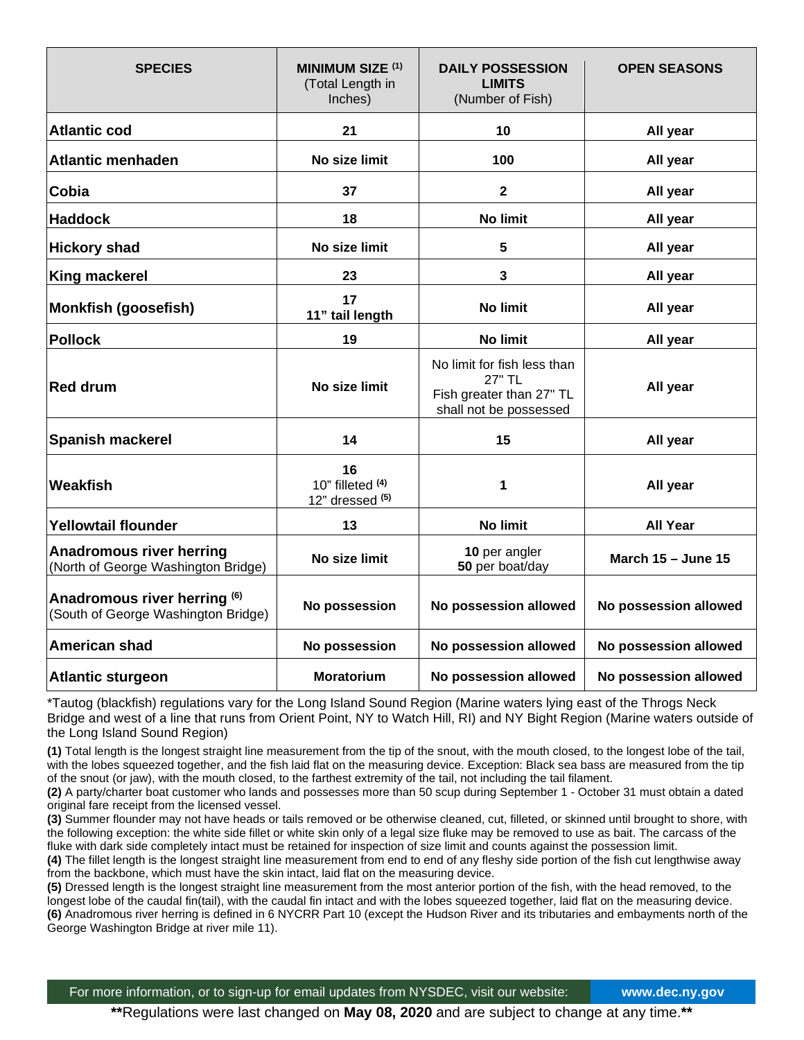| SPECIES | MINIMUM SIZE [1] (Total Length in Inches) | DAILY POSSESSION LIMITS (Number of Fish) | OPEN SEASONS |
|---|---|---|---|
| **Atlantic cod** | **21** | **10** | **All year** |
| **Atlantic menhaden** | **No size limit** | **100** | **All year** |
| **Cobia** | **37** | **2** | **All year** |
| **Haddock** | **18** | **No limit** | **All year** |
| **Hickory shad** | **No size limit** | **5** | **All year** |
| **King mackerel** | **23** | **3** | **All year** |
| **Monkfish (goosefish)** | **17** **11" tail length** | **No limit** | **All year** |
| **Pollock** | **19** | **No limit** | **All year** |
| **Red drum** | **No size limit** | No limit for fish less than 27" TL Fish greater than 27" TL shall not be possessed | **All year** |
| **Spanish mackerel** | **14** | **15** | **All year** |
| **Weakfish** | **16** 10" filleted [4] 12" dressed [5] | **1** | **All year** |
| **Yellowtail flounder** | **13** | **No limit** | **All Year** |
| **Anadromous river herring** (North of George Washington Bridge) | **No size limit** | **10** per angler **50** per boat/day | **March 15 – June 15** |
| **Anadromous river herring** [6] (South of George Washington Bridge) | **No possession** | **No possession allowed** | **No possession allowed** |
| **American shad** | **No possession** | **No possession allowed** | **No possession allowed** |
| **Atlantic sturgeon** | **Moratorium** | **No possession allowed** | **No possession allowed** |

*Tautog (blackfish) regulations vary for the Long Island Sound Region (Marine waters lying east of the Throgs Neck Bridge and west of a line that runs from Orient Point, NY to Watch Hill, RI) and NY Bight Region (Marine waters outside of the Long Island Sound Region)

**(1)** Total length is the longest straight line measurement from the tip of the snout, with the mouth closed, to the longest lobe of the tail, with the lobes squeezed together, and the fish laid flat on the measuring device. Exception: Black sea bass are measured from the tip of the snout (or jaw), with the mouth closed, to the farthest extremity of the tail, not including the tail filament.

**(2)** A party/charter boat customer who lands and possesses more than 50 scup during September 1 - October 31 must obtain a dated original fare receipt from the licensed vessel.

**(3)** Summer flounder may not have heads or tails removed or be otherwise cleaned, cut, filleted, or skinned until brought to shore, with the following exception: the white side fillet or white skin only of a legal size fluke may be removed to use as bait. The carcass of the fluke with dark side completely intact must be retained for inspection of size limit and counts against the possession limit.

**(4)** The fillet length is the longest straight line measurement from end to end of any fleshy side portion of the fish cut lengthwise away from the backbone, which must have the skin intact, laid flat on the measuring device.

**(5)** Dressed length is the longest straight line measurement from the most anterior portion of the fish, with the head removed, to the longest lobe of the caudal fin(tail), with the caudal fin intact and with the lobes squeezed together, laid flat on the measuring device.

**(6)** Anadromous river herring is defined in 6 NYCRR Part 10 (except the Hudson River and its tributaries and embayments north of the George Washington Bridge at river mile 11).

For more information, or to sign-up for email updates from NYSDEC, visit our website: **www.dec.ny.gov**

****Regulations were last changed on **May 08, 2020** and are subject to change at any time.****